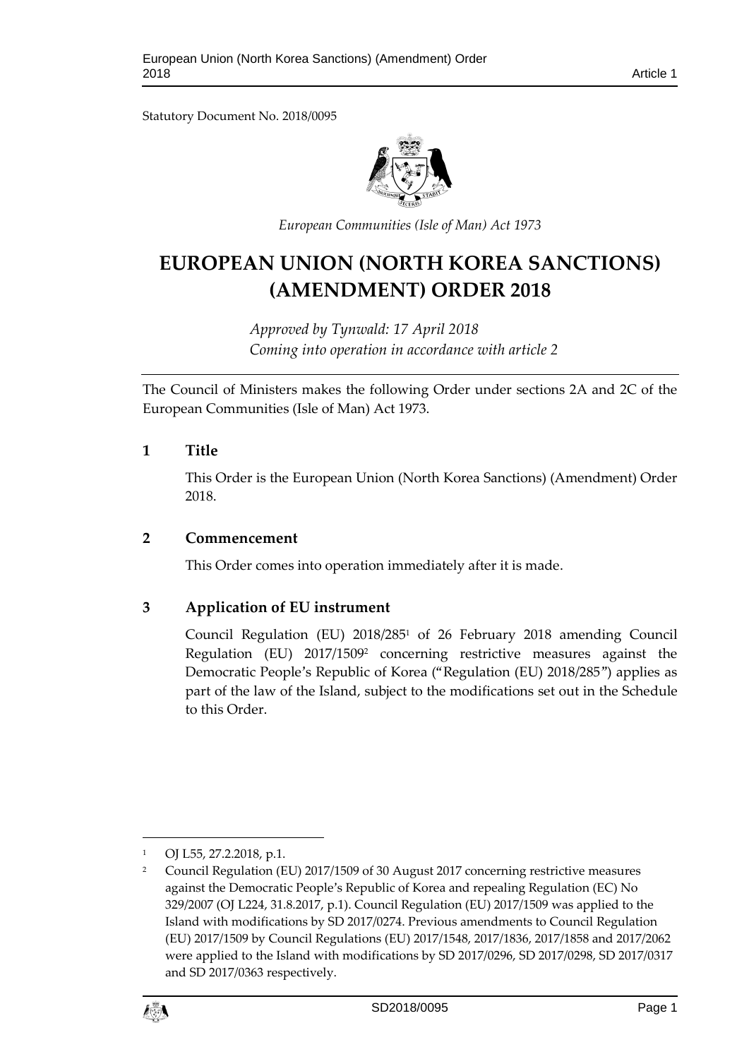Statutory Document No. 2018/0095

*European Communities (Isle of Man) Act 1973*

# EUROPEAN UNION (NORTH KOREA SANCTIONS) (AMENDMENT) ORDER 2018

*Approved by Tynwald: 17 April 2018*
*Coming into operation in accordance with article 2*

The Council of Ministers makes the following Order under sections 2A and 2C of the European Communities (Isle of Man) Act 1973.

## 1 Title

This Order is the European Union (North Korea Sanctions) (Amendment) Order 2018.

## 2 Commencement

This Order comes into operation immediately after it is made.

## 3 Application of EU instrument

Council Regulation (EU) 2018/285[1] of 26 February 2018 amending Council Regulation (EU) 2017/1509[2] concerning restrictive measures against the Democratic People's Republic of Korea ("Regulation (EU) 2018/285") applies as part of the law of the Island, subject to the modifications set out in the Schedule to this Order.

---

[1] OJ L55, 27.2.2018, p.1.

[2] Council Regulation (EU) 2017/1509 of 30 August 2017 concerning restrictive measures against the Democratic People's Republic of Korea and repealing Regulation (EC) No 329/2007 (OJ L224, 31.8.2017, p.1). Council Regulation (EU) 2017/1509 was applied to the Island with modifications by SD 2017/0274. Previous amendments to Council Regulation (EU) 2017/1509 by Council Regulations (EU) 2017/1548, 2017/1836, 2017/1858 and 2017/2062 were applied to the Island with modifications by SD 2017/0296, SD 2017/0298, SD 2017/0317 and SD 2017/0363 respectively.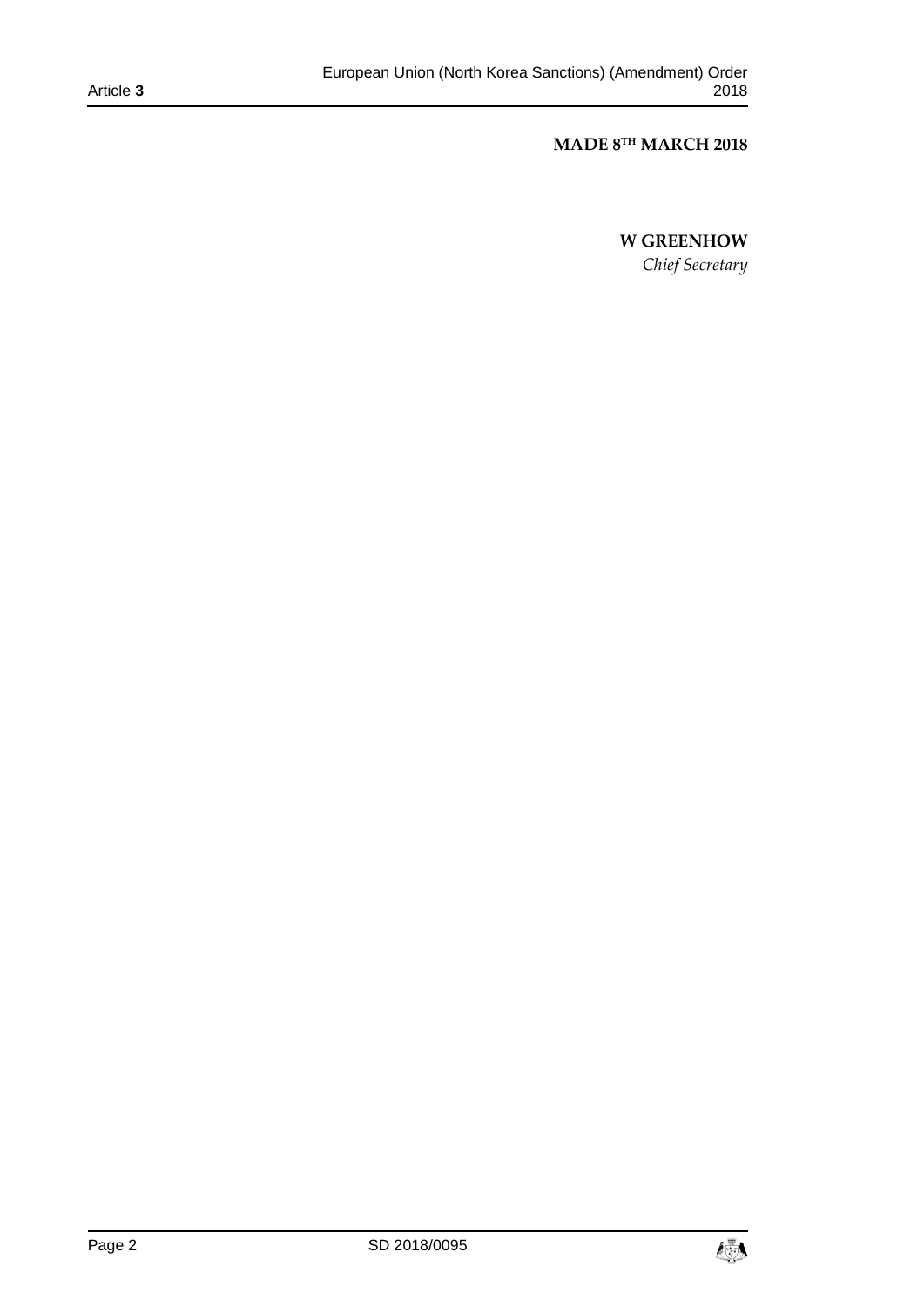**MADE 8TH MARCH 2018**

**W GREENHOW**

*Chief Secretary*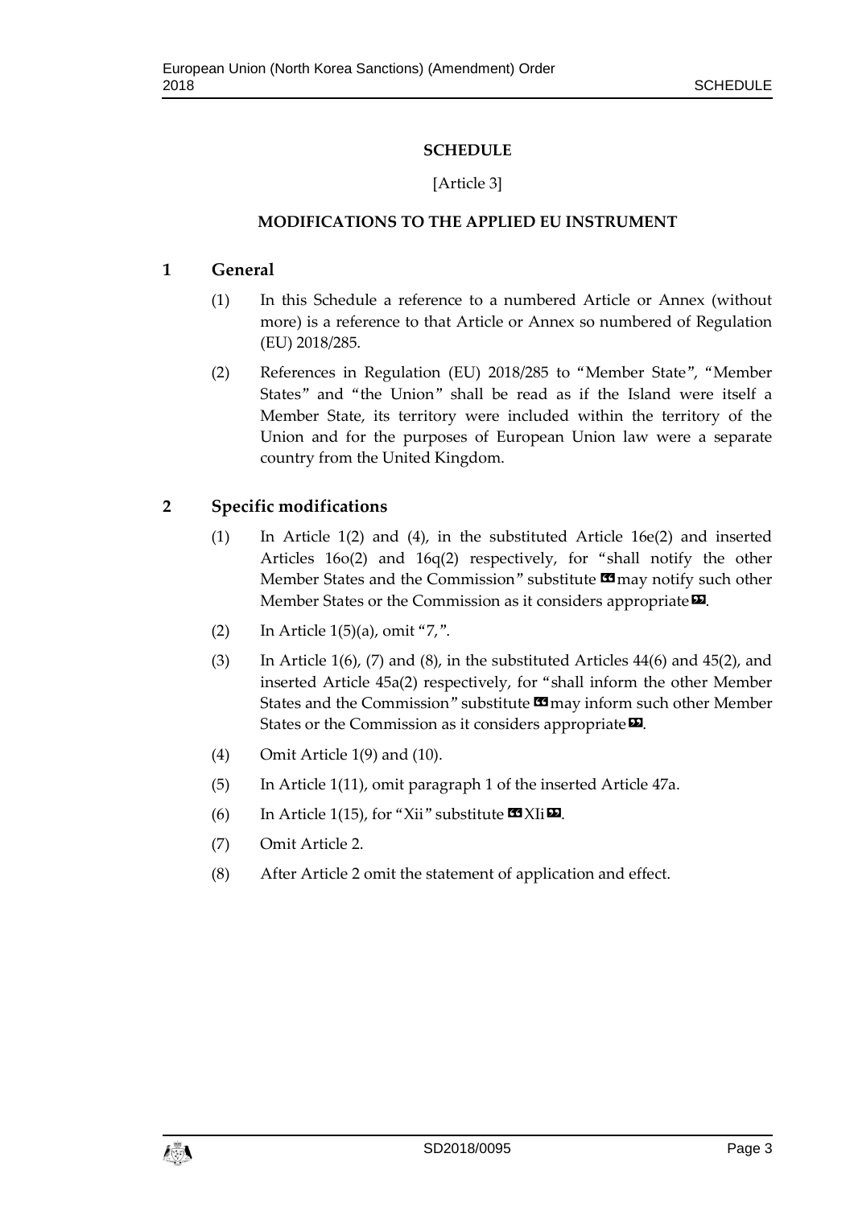# SCHEDULE

[Article 3]

## MODIFICATIONS TO THE APPLIED EU INSTRUMENT

### 1 General

(1) In this Schedule a reference to a numbered Article or Annex (without more) is a reference to that Article or Annex so numbered of Regulation (EU) 2018/285.

(2) References in Regulation (EU) 2018/285 to "Member State", "Member States" and "the Union" shall be read as if the Island were itself a Member State, its territory were included within the territory of the Union and for the purposes of European Union law were a separate country from the United Kingdom.

### 2 Specific modifications

(1) In Article 1(2) and (4), in the substituted Article 16e(2) and inserted Articles 16o(2) and 16q(2) respectively, for "shall notify the other Member States and the Commission" substitute «may notify such other Member States or the Commission as it considers appropriate».

(2) In Article 1(5)(a), omit "7,".

(3) In Article 1(6), (7) and (8), in the substituted Articles 44(6) and 45(2), and inserted Article 45a(2) respectively, for "shall inform the other Member States and the Commission" substitute «may inform such other Member States or the Commission as it considers appropriate».

(4) Omit Article 1(9) and (10).

(5) In Article 1(11), omit paragraph 1 of the inserted Article 47a.

(6) In Article 1(15), for "Xii" substitute «XIi».

(7) Omit Article 2.

(8) After Article 2 omit the statement of application and effect.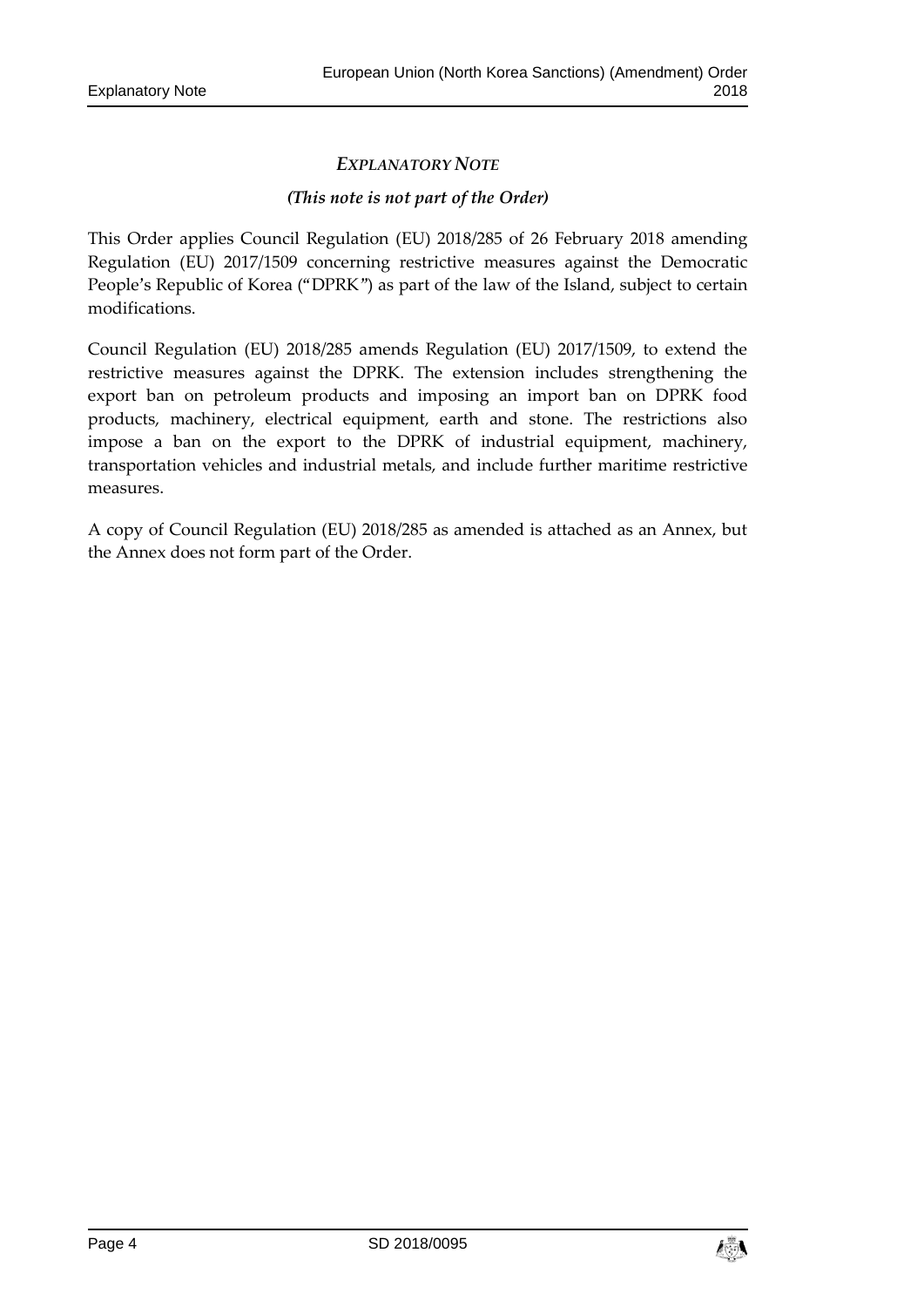## *EXPLANATORY NOTE*

***(This note is not part of the Order)***

This Order applies Council Regulation (EU) 2018/285 of 26 February 2018 amending Regulation (EU) 2017/1509 concerning restrictive measures against the Democratic People's Republic of Korea ("DPRK") as part of the law of the Island, subject to certain modifications.

Council Regulation (EU) 2018/285 amends Regulation (EU) 2017/1509, to extend the restrictive measures against the DPRK. The extension includes strengthening the export ban on petroleum products and imposing an import ban on DPRK food products, machinery, electrical equipment, earth and stone. The restrictions also impose a ban on the export to the DPRK of industrial equipment, machinery, transportation vehicles and industrial metals, and include further maritime restrictive measures.

A copy of Council Regulation (EU) 2018/285 as amended is attached as an Annex, but the Annex does not form part of the Order.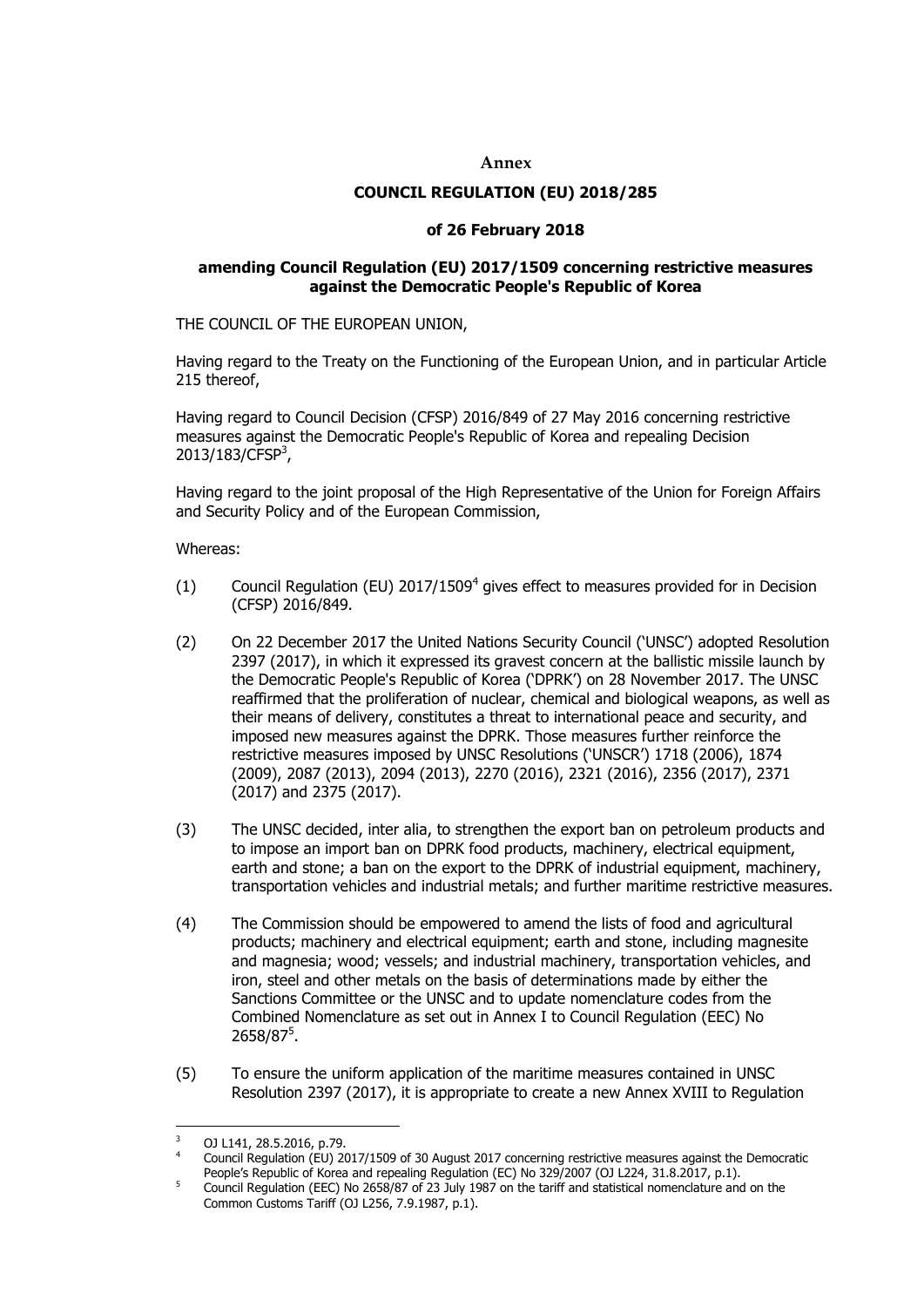**Annex**

**COUNCIL REGULATION (EU) 2018/285**

**of 26 February 2018**

**amending Council Regulation (EU) 2017/1509 concerning restrictive measures against the Democratic People's Republic of Korea**

THE COUNCIL OF THE EUROPEAN UNION,

Having regard to the Treaty on the Functioning of the European Union, and in particular Article 215 thereof,

Having regard to Council Decision (CFSP) 2016/849 of 27 May 2016 concerning restrictive measures against the Democratic People's Republic of Korea and repealing Decision 2013/183/CFSP[3],

Having regard to the joint proposal of the High Representative of the Union for Foreign Affairs and Security Policy and of the European Commission,

Whereas:

(1) Council Regulation (EU) 2017/1509[4] gives effect to measures provided for in Decision (CFSP) 2016/849.

(2) On 22 December 2017 the United Nations Security Council ('UNSC') adopted Resolution 2397 (2017), in which it expressed its gravest concern at the ballistic missile launch by the Democratic People's Republic of Korea ('DPRK') on 28 November 2017. The UNSC reaffirmed that the proliferation of nuclear, chemical and biological weapons, as well as their means of delivery, constitutes a threat to international peace and security, and imposed new measures against the DPRK. Those measures further reinforce the restrictive measures imposed by UNSC Resolutions ('UNSCR') 1718 (2006), 1874 (2009), 2087 (2013), 2094 (2013), 2270 (2016), 2321 (2016), 2356 (2017), 2371 (2017) and 2375 (2017).

(3) The UNSC decided, inter alia, to strengthen the export ban on petroleum products and to impose an import ban on DPRK food products, machinery, electrical equipment, earth and stone; a ban on the export to the DPRK of industrial equipment, machinery, transportation vehicles and industrial metals; and further maritime restrictive measures.

(4) The Commission should be empowered to amend the lists of food and agricultural products; machinery and electrical equipment; earth and stone, including magnesite and magnesia; wood; vessels; and industrial machinery, transportation vehicles, and iron, steel and other metals on the basis of determinations made by either the Sanctions Committee or the UNSC and to update nomenclature codes from the Combined Nomenclature as set out in Annex I to Council Regulation (EEC) No 2658/87[5].

(5) To ensure the uniform application of the maritime measures contained in UNSC Resolution 2397 (2017), it is appropriate to create a new Annex XVIII to Regulation

---

[3] OJ L141, 28.5.2016, p.79.

[4] Council Regulation (EU) 2017/1509 of 30 August 2017 concerning restrictive measures against the Democratic People's Republic of Korea and repealing Regulation (EC) No 329/2007 (OJ L224, 31.8.2017, p.1).

[5] Council Regulation (EEC) No 2658/87 of 23 July 1987 on the tariff and statistical nomenclature and on the Common Customs Tariff (OJ L256, 7.9.1987, p.1).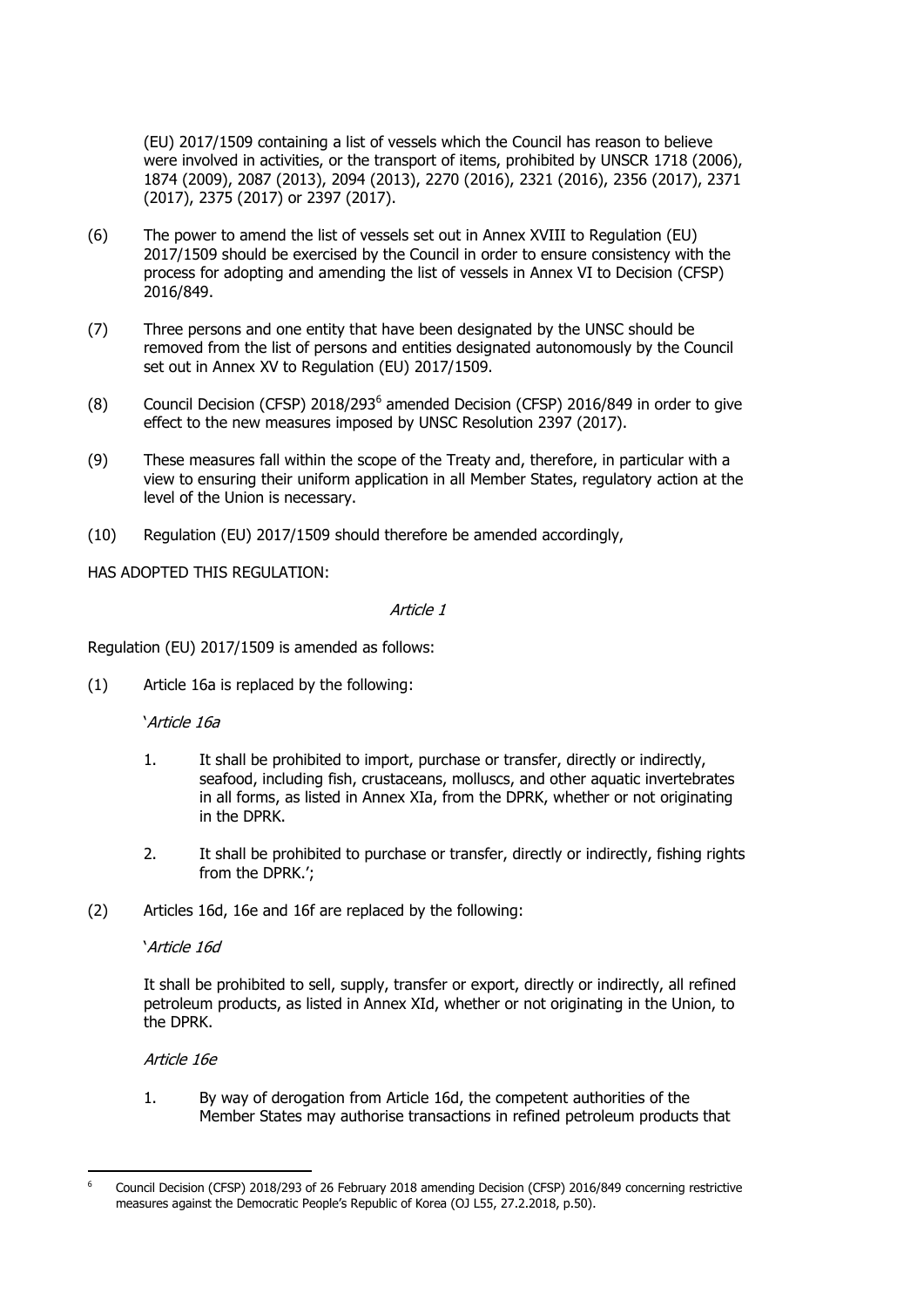(EU) 2017/1509 containing a list of vessels which the Council has reason to believe were involved in activities, or the transport of items, prohibited by UNSCR 1718 (2006), 1874 (2009), 2087 (2013), 2094 (2013), 2270 (2016), 2321 (2016), 2356 (2017), 2371 (2017), 2375 (2017) or 2397 (2017).

(6) The power to amend the list of vessels set out in Annex XVIII to Regulation (EU) 2017/1509 should be exercised by the Council in order to ensure consistency with the process for adopting and amending the list of vessels in Annex VI to Decision (CFSP) 2016/849.

(7) Three persons and one entity that have been designated by the UNSC should be removed from the list of persons and entities designated autonomously by the Council set out in Annex XV to Regulation (EU) 2017/1509.

(8) Council Decision (CFSP) 2018/293[6] amended Decision (CFSP) 2016/849 in order to give effect to the new measures imposed by UNSC Resolution 2397 (2017).

(9) These measures fall within the scope of the Treaty and, therefore, in particular with a view to ensuring their uniform application in all Member States, regulatory action at the level of the Union is necessary.

(10) Regulation (EU) 2017/1509 should therefore be amended accordingly,

HAS ADOPTED THIS REGULATION:

*Article 1*

Regulation (EU) 2017/1509 is amended as follows:

(1) Article 16a is replaced by the following:

'*Article 16a*

1. It shall be prohibited to import, purchase or transfer, directly or indirectly, seafood, including fish, crustaceans, molluscs, and other aquatic invertebrates in all forms, as listed in Annex XIa, from the DPRK, whether or not originating in the DPRK.

2. It shall be prohibited to purchase or transfer, directly or indirectly, fishing rights from the DPRK.';

(2) Articles 16d, 16e and 16f are replaced by the following:

'*Article 16d*

It shall be prohibited to sell, supply, transfer or export, directly or indirectly, all refined petroleum products, as listed in Annex XId, whether or not originating in the Union, to the DPRK.

*Article 16e*

1. By way of derogation from Article 16d, the competent authorities of the Member States may authorise transactions in refined petroleum products that

[6] Council Decision (CFSP) 2018/293 of 26 February 2018 amending Decision (CFSP) 2016/849 concerning restrictive measures against the Democratic People's Republic of Korea (OJ L55, 27.2.2018, p.50).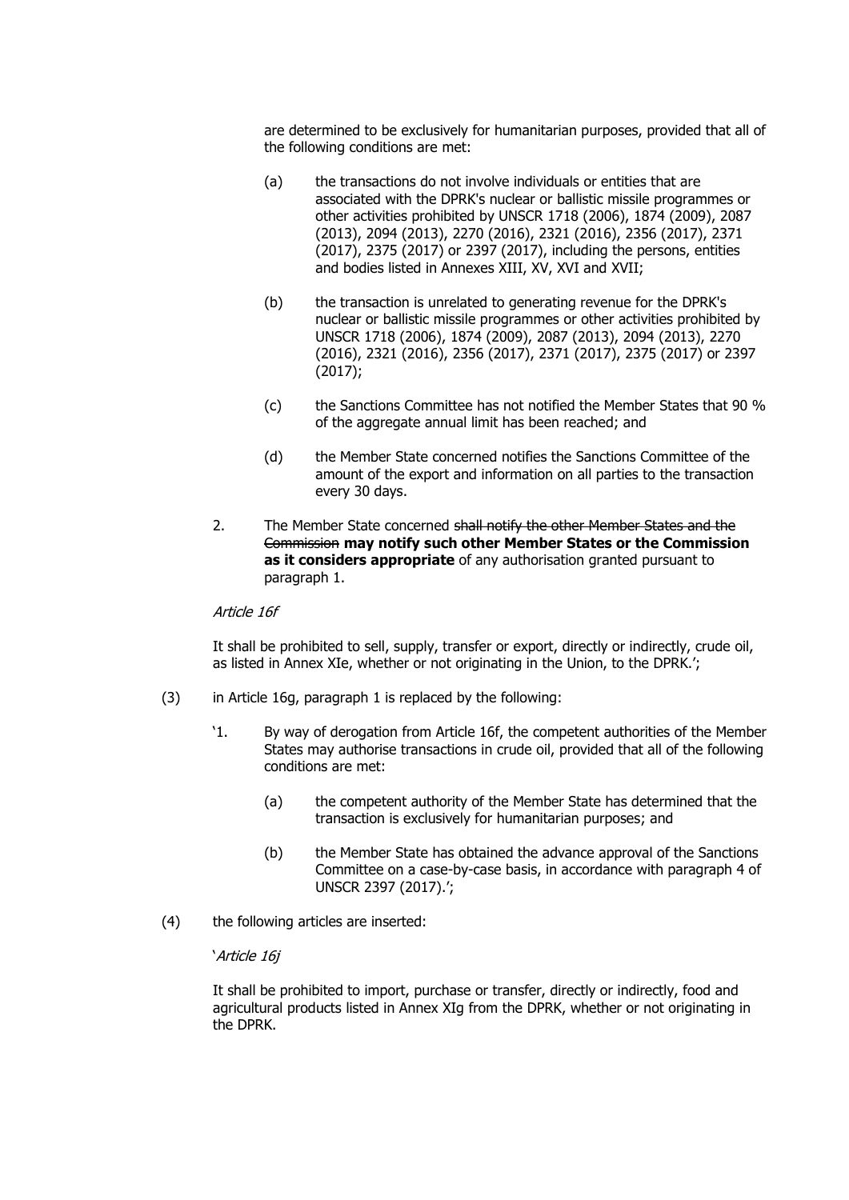are determined to be exclusively for humanitarian purposes, provided that all of the following conditions are met:

(a) the transactions do not involve individuals or entities that are associated with the DPRK's nuclear or ballistic missile programmes or other activities prohibited by UNSCR 1718 (2006), 1874 (2009), 2087 (2013), 2094 (2013), 2270 (2016), 2321 (2016), 2356 (2017), 2371 (2017), 2375 (2017) or 2397 (2017), including the persons, entities and bodies listed in Annexes XIII, XV, XVI and XVII;

(b) the transaction is unrelated to generating revenue for the DPRK's nuclear or ballistic missile programmes or other activities prohibited by UNSCR 1718 (2006), 1874 (2009), 2087 (2013), 2094 (2013), 2270 (2016), 2321 (2016), 2356 (2017), 2371 (2017), 2375 (2017) or 2397 (2017);

(c) the Sanctions Committee has not notified the Member States that 90 % of the aggregate annual limit has been reached; and

(d) the Member State concerned notifies the Sanctions Committee of the amount of the export and information on all parties to the transaction every 30 days.

2. The Member State concerned ~~shall notify the other Member States and the Commission~~ **may notify such other Member States or the Commission as it considers appropriate** of any authorisation granted pursuant to paragraph 1.

*Article 16f*

It shall be prohibited to sell, supply, transfer or export, directly or indirectly, crude oil, as listed in Annex XIe, whether or not originating in the Union, to the DPRK.';

(3) in Article 16g, paragraph 1 is replaced by the following:

'1. By way of derogation from Article 16f, the competent authorities of the Member States may authorise transactions in crude oil, provided that all of the following conditions are met:

(a) the competent authority of the Member State has determined that the transaction is exclusively for humanitarian purposes; and

(b) the Member State has obtained the advance approval of the Sanctions Committee on a case-by-case basis, in accordance with paragraph 4 of UNSCR 2397 (2017).';

(4) the following articles are inserted:

'*Article 16j*

It shall be prohibited to import, purchase or transfer, directly or indirectly, food and agricultural products listed in Annex XIg from the DPRK, whether or not originating in the DPRK.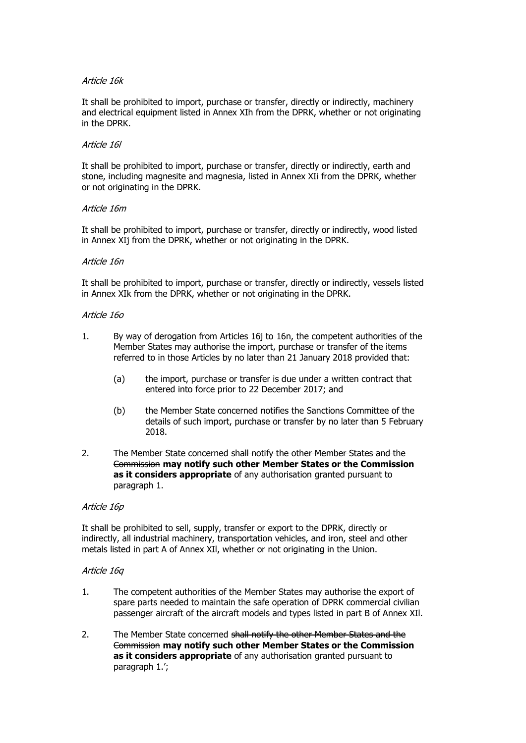*Article 16k*

It shall be prohibited to import, purchase or transfer, directly or indirectly, machinery and electrical equipment listed in Annex XIh from the DPRK, whether or not originating in the DPRK.

*Article 16l*

It shall be prohibited to import, purchase or transfer, directly or indirectly, earth and stone, including magnesite and magnesia, listed in Annex XIi from the DPRK, whether or not originating in the DPRK.

*Article 16m*

It shall be prohibited to import, purchase or transfer, directly or indirectly, wood listed in Annex XIj from the DPRK, whether or not originating in the DPRK.

*Article 16n*

It shall be prohibited to import, purchase or transfer, directly or indirectly, vessels listed in Annex XIk from the DPRK, whether or not originating in the DPRK.

*Article 16o*

1. By way of derogation from Articles 16j to 16n, the competent authorities of the Member States may authorise the import, purchase or transfer of the items referred to in those Articles by no later than 21 January 2018 provided that:

   (a) the import, purchase or transfer is due under a written contract that entered into force prior to 22 December 2017; and

   (b) the Member State concerned notifies the Sanctions Committee of the details of such import, purchase or transfer by no later than 5 February 2018.

2. The Member State concerned ~~shall notify the other Member States and the Commission~~ **may notify such other Member States or the Commission as it considers appropriate** of any authorisation granted pursuant to paragraph 1.

*Article 16p*

It shall be prohibited to sell, supply, transfer or export to the DPRK, directly or indirectly, all industrial machinery, transportation vehicles, and iron, steel and other metals listed in part A of Annex XIl, whether or not originating in the Union.

*Article 16q*

1. The competent authorities of the Member States may authorise the export of spare parts needed to maintain the safe operation of DPRK commercial civilian passenger aircraft of the aircraft models and types listed in part B of Annex XIl.

2. The Member State concerned ~~shall notify the other Member States and the Commission~~ **may notify such other Member States or the Commission as it considers appropriate** of any authorisation granted pursuant to paragraph 1.';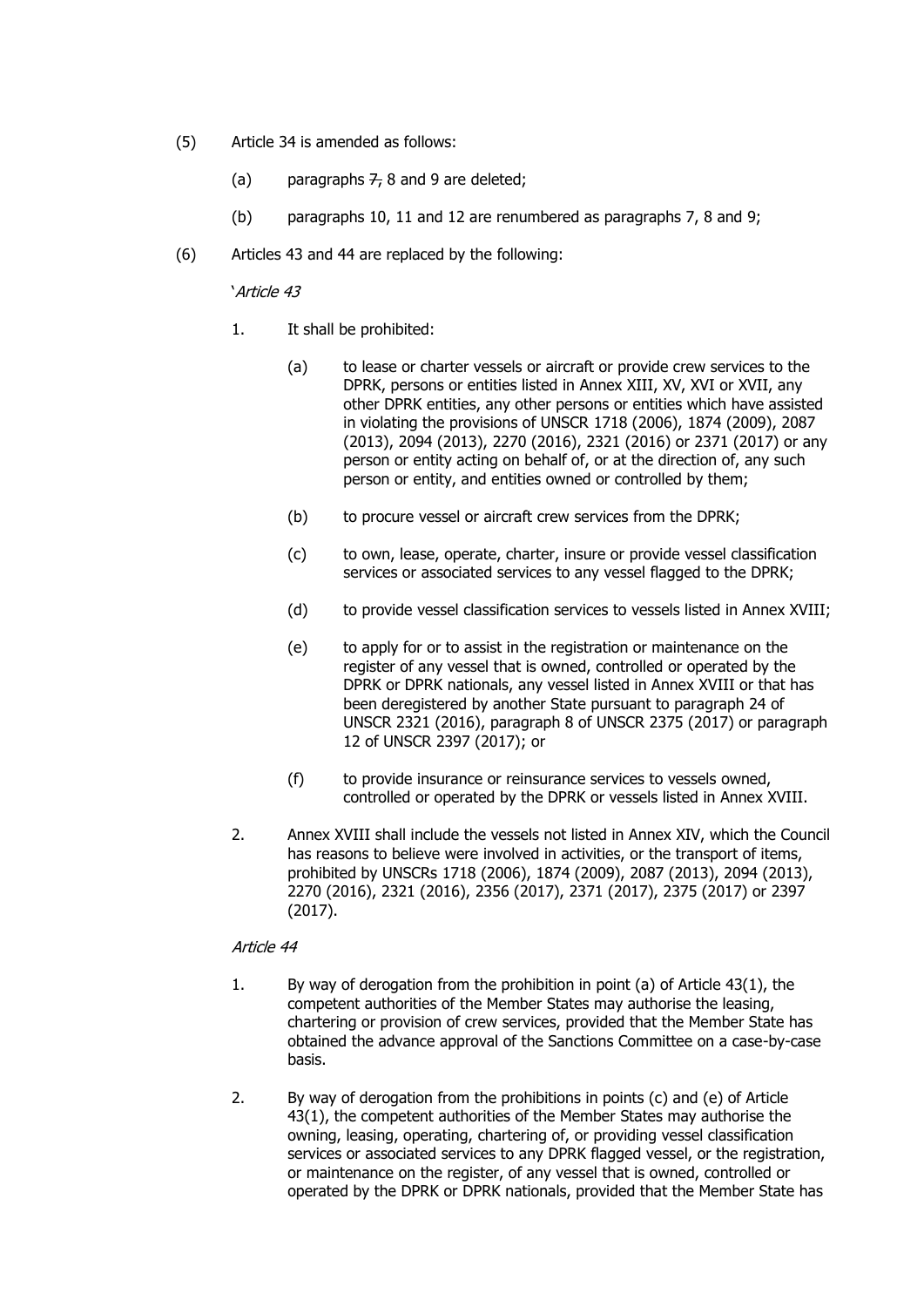(5) Article 34 is amended as follows:

(a) paragraphs ~~7,~~ 8 and 9 are deleted;

(b) paragraphs 10, 11 and 12 are renumbered as paragraphs 7, 8 and 9;

(6) Articles 43 and 44 are replaced by the following:

'*Article 43*

1. It shall be prohibited:

(a) to lease or charter vessels or aircraft or provide crew services to the DPRK, persons or entities listed in Annex XIII, XV, XVI or XVII, any other DPRK entities, any other persons or entities which have assisted in violating the provisions of UNSCR 1718 (2006), 1874 (2009), 2087 (2013), 2094 (2013), 2270 (2016), 2321 (2016) or 2371 (2017) or any person or entity acting on behalf of, or at the direction of, any such person or entity, and entities owned or controlled by them;

(b) to procure vessel or aircraft crew services from the DPRK;

(c) to own, lease, operate, charter, insure or provide vessel classification services or associated services to any vessel flagged to the DPRK;

(d) to provide vessel classification services to vessels listed in Annex XVIII;

(e) to apply for or to assist in the registration or maintenance on the register of any vessel that is owned, controlled or operated by the DPRK or DPRK nationals, any vessel listed in Annex XVIII or that has been deregistered by another State pursuant to paragraph 24 of UNSCR 2321 (2016), paragraph 8 of UNSCR 2375 (2017) or paragraph 12 of UNSCR 2397 (2017); or

(f) to provide insurance or reinsurance services to vessels owned, controlled or operated by the DPRK or vessels listed in Annex XVIII.

2. Annex XVIII shall include the vessels not listed in Annex XIV, which the Council has reasons to believe were involved in activities, or the transport of items, prohibited by UNSCRs 1718 (2006), 1874 (2009), 2087 (2013), 2094 (2013), 2270 (2016), 2321 (2016), 2356 (2017), 2371 (2017), 2375 (2017) or 2397 (2017).

*Article 44*

1. By way of derogation from the prohibition in point (a) of Article 43(1), the competent authorities of the Member States may authorise the leasing, chartering or provision of crew services, provided that the Member State has obtained the advance approval of the Sanctions Committee on a case-by-case basis.

2. By way of derogation from the prohibitions in points (c) and (e) of Article 43(1), the competent authorities of the Member States may authorise the owning, leasing, operating, chartering of, or providing vessel classification services or associated services to any DPRK flagged vessel, or the registration, or maintenance on the register, of any vessel that is owned, controlled or operated by the DPRK or DPRK nationals, provided that the Member State has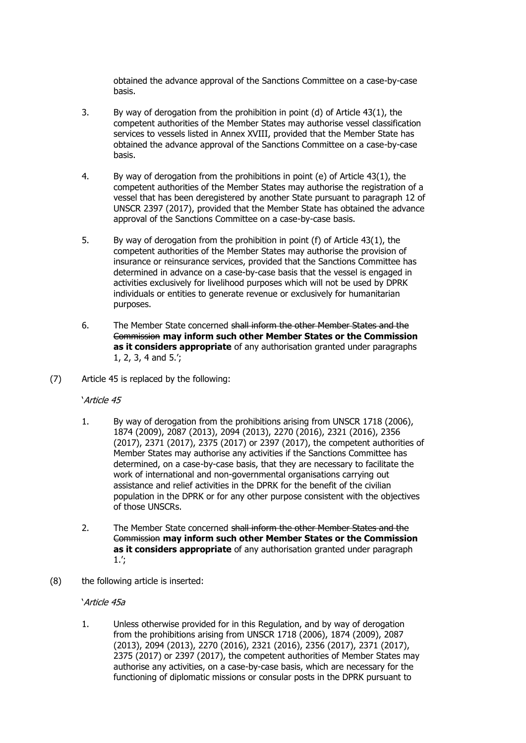obtained the advance approval of the Sanctions Committee on a case-by-case basis.

3. By way of derogation from the prohibition in point (d) of Article 43(1), the competent authorities of the Member States may authorise vessel classification services to vessels listed in Annex XVIII, provided that the Member State has obtained the advance approval of the Sanctions Committee on a case-by-case basis.

4. By way of derogation from the prohibitions in point (e) of Article 43(1), the competent authorities of the Member States may authorise the registration of a vessel that has been deregistered by another State pursuant to paragraph 12 of UNSCR 2397 (2017), provided that the Member State has obtained the advance approval of the Sanctions Committee on a case-by-case basis.

5. By way of derogation from the prohibition in point (f) of Article 43(1), the competent authorities of the Member States may authorise the provision of insurance or reinsurance services, provided that the Sanctions Committee has determined in advance on a case-by-case basis that the vessel is engaged in activities exclusively for livelihood purposes which will not be used by DPRK individuals or entities to generate revenue or exclusively for humanitarian purposes.

6. The Member State concerned ~~shall inform the other Member States and the Commission~~ **may inform such other Member States or the Commission as it considers appropriate** of any authorisation granted under paragraphs 1, 2, 3, 4 and 5.';

(7) Article 45 is replaced by the following:

'*Article 45*

1. By way of derogation from the prohibitions arising from UNSCR 1718 (2006), 1874 (2009), 2087 (2013), 2094 (2013), 2270 (2016), 2321 (2016), 2356 (2017), 2371 (2017), 2375 (2017) or 2397 (2017), the competent authorities of Member States may authorise any activities if the Sanctions Committee has determined, on a case-by-case basis, that they are necessary to facilitate the work of international and non-governmental organisations carrying out assistance and relief activities in the DPRK for the benefit of the civilian population in the DPRK or for any other purpose consistent with the objectives of those UNSCRs.

2. The Member State concerned ~~shall inform the other Member States and the Commission~~ **may inform such other Member States or the Commission as it considers appropriate** of any authorisation granted under paragraph 1.';

(8) the following article is inserted:

'*Article 45a*

1. Unless otherwise provided for in this Regulation, and by way of derogation from the prohibitions arising from UNSCR 1718 (2006), 1874 (2009), 2087 (2013), 2094 (2013), 2270 (2016), 2321 (2016), 2356 (2017), 2371 (2017), 2375 (2017) or 2397 (2017), the competent authorities of Member States may authorise any activities, on a case-by-case basis, which are necessary for the functioning of diplomatic missions or consular posts in the DPRK pursuant to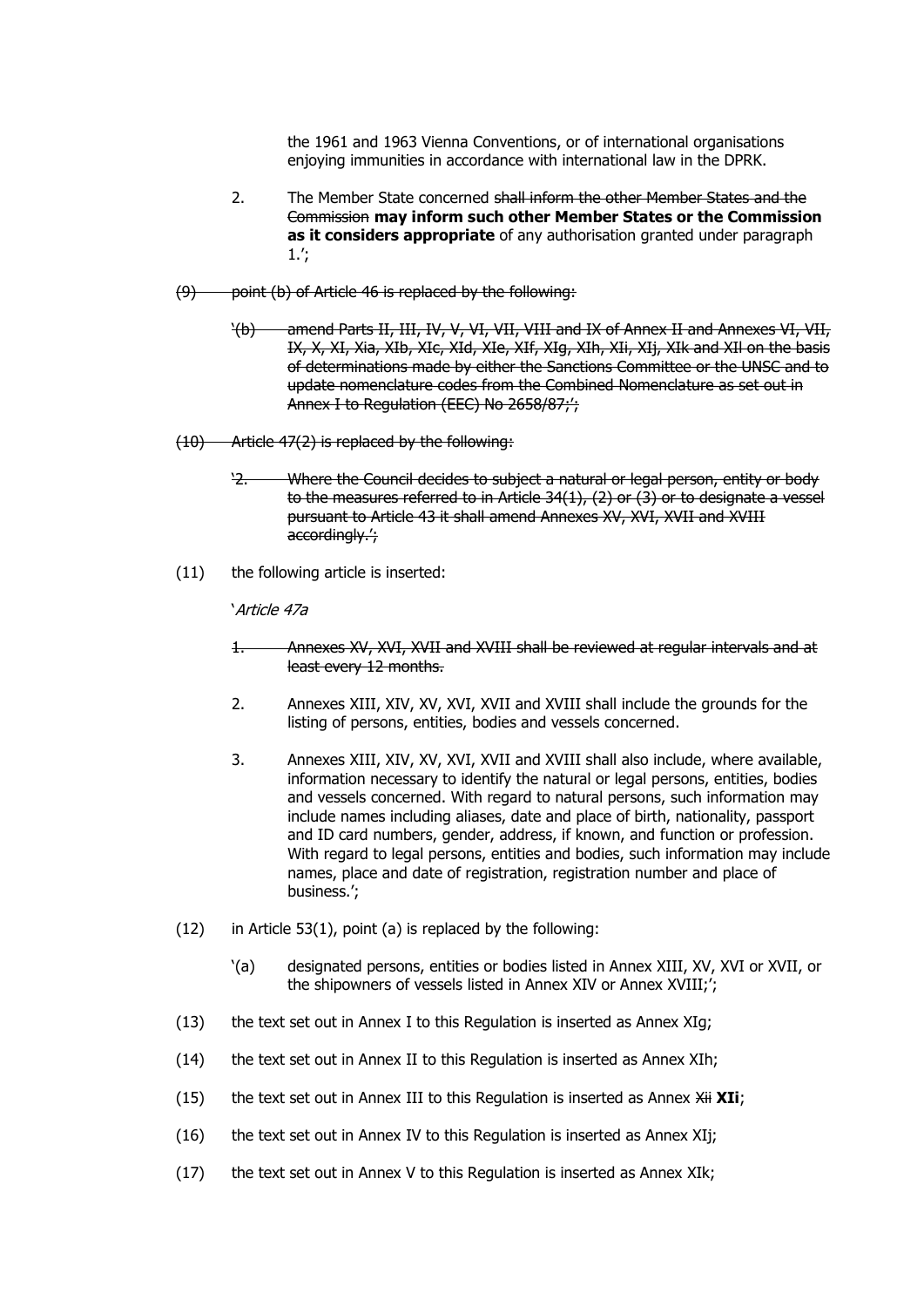the 1961 and 1963 Vienna Conventions, or of international organisations enjoying immunities in accordance with international law in the DPRK.

2. The Member State concerned ~~shall inform the other Member States and the Commission~~ **may inform such other Member States or the Commission as it considers appropriate** of any authorisation granted under paragraph 1.';

~~(9) point (b) of Article 46 is replaced by the following:~~

~~'(b) amend Parts II, III, IV, V, VI, VII, VIII and IX of Annex II and Annexes VI, VII, IX, X, XI, Xia, XIb, XIc, XId, XIe, XIf, XIg, XIh, XIi, XIj, XIk and XIl on the basis of determinations made by either the Sanctions Committee or the UNSC and to update nomenclature codes from the Combined Nomenclature as set out in Annex I to Regulation (EEC) No 2658/87;';~~

~~(10) Article 47(2) is replaced by the following:~~

~~'2. Where the Council decides to subject a natural or legal person, entity or body to the measures referred to in Article 34(1), (2) or (3) or to designate a vessel pursuant to Article 43 it shall amend Annexes XV, XVI, XVII and XVIII accordingly.';~~

(11) the following article is inserted:

'*Article 47a*

~~1. Annexes XV, XVI, XVII and XVIII shall be reviewed at regular intervals and at least every 12 months.~~

2. Annexes XIII, XIV, XV, XVI, XVII and XVIII shall include the grounds for the listing of persons, entities, bodies and vessels concerned.

3. Annexes XIII, XIV, XV, XVI, XVII and XVIII shall also include, where available, information necessary to identify the natural or legal persons, entities, bodies and vessels concerned. With regard to natural persons, such information may include names including aliases, date and place of birth, nationality, passport and ID card numbers, gender, address, if known, and function or profession. With regard to legal persons, entities and bodies, such information may include names, place and date of registration, registration number and place of business.';

(12) in Article 53(1), point (a) is replaced by the following:

'(a) designated persons, entities or bodies listed in Annex XIII, XV, XVI or XVII, or the shipowners of vessels listed in Annex XIV or Annex XVIII;';

(13) the text set out in Annex I to this Regulation is inserted as Annex XIg;

(14) the text set out in Annex II to this Regulation is inserted as Annex XIh;

(15) the text set out in Annex III to this Regulation is inserted as Annex ~~Xii~~ **XIi**;

(16) the text set out in Annex IV to this Regulation is inserted as Annex XIj;

(17) the text set out in Annex V to this Regulation is inserted as Annex XIk;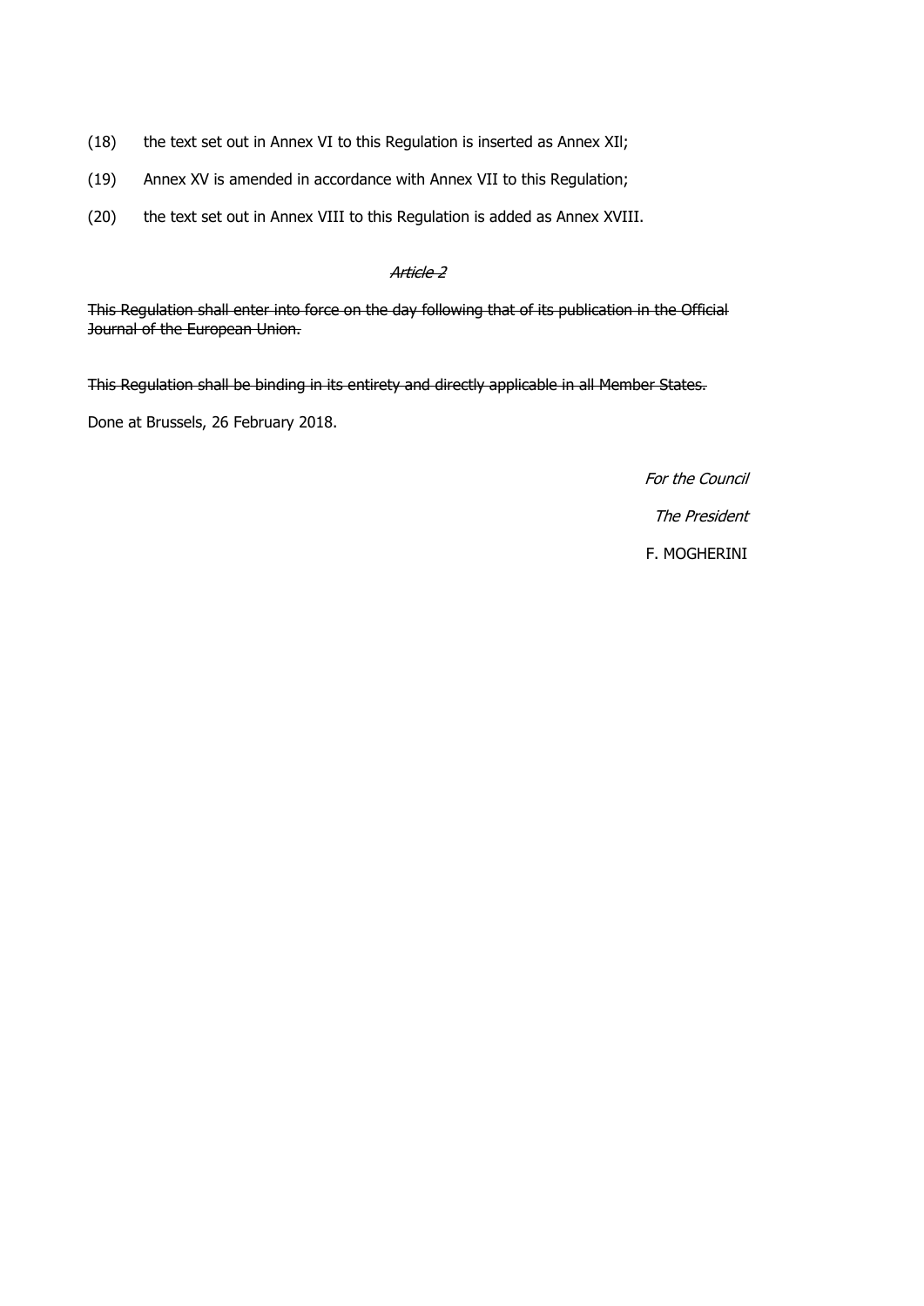(18) the text set out in Annex VI to this Regulation is inserted as Annex XIl;

(19) Annex XV is amended in accordance with Annex VII to this Regulation;

(20) the text set out in Annex VIII to this Regulation is added as Annex XVIII.

*~~Article 2~~*

~~This Regulation shall enter into force on the day following that of its publication in the Official Journal of the European Union.~~

~~This Regulation shall be binding in its entirety and directly applicable in all Member States.~~

Done at Brussels, 26 February 2018.

*For the Council*

*The President*

F. MOGHERINI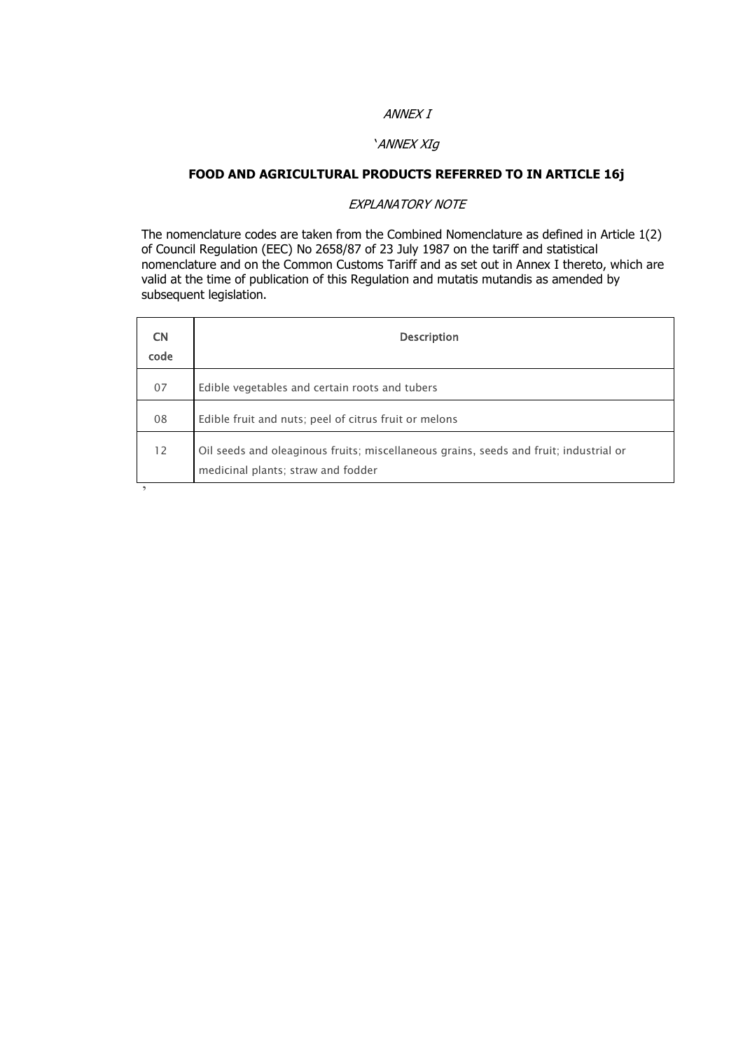*ANNEX I*

*'ANNEX XIg*

**FOOD AND AGRICULTURAL PRODUCTS REFERRED TO IN ARTICLE 16j**

*EXPLANATORY NOTE*

The nomenclature codes are taken from the Combined Nomenclature as defined in Article 1(2) of Council Regulation (EEC) No 2658/87 of 23 July 1987 on the tariff and statistical nomenclature and on the Common Customs Tariff and as set out in Annex I thereto, which are valid at the time of publication of this Regulation and mutatis mutandis as amended by subsequent legislation.

| CN code | Description |
|---|---|
| 07 | Edible vegetables and certain roots and tubers |
| 08 | Edible fruit and nuts; peel of citrus fruit or melons |
| 12 | Oil seeds and oleaginous fruits; miscellaneous grains, seeds and fruit; industrial or medicinal plants; straw and fodder |

'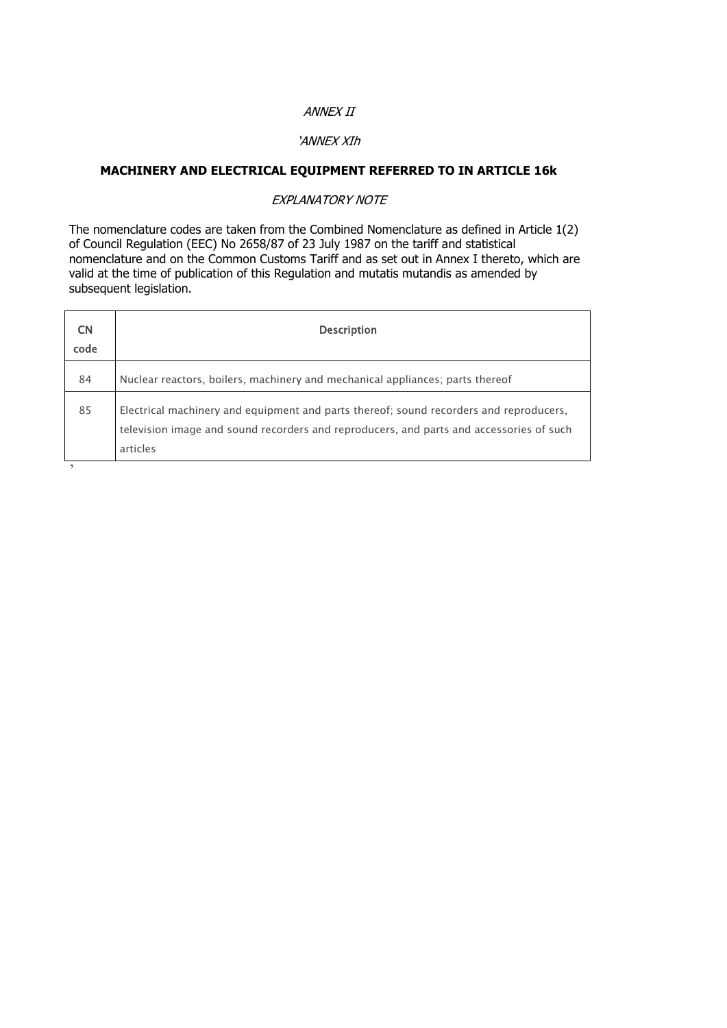*ANNEX II*

*'ANNEX XIh*

**MACHINERY AND ELECTRICAL EQUIPMENT REFERRED TO IN ARTICLE 16k**

*EXPLANATORY NOTE*

The nomenclature codes are taken from the Combined Nomenclature as defined in Article 1(2) of Council Regulation (EEC) No 2658/87 of 23 July 1987 on the tariff and statistical nomenclature and on the Common Customs Tariff and as set out in Annex I thereto, which are valid at the time of publication of this Regulation and mutatis mutandis as amended by subsequent legislation.

| CN code | Description |
| --- | --- |
| 84 | Nuclear reactors, boilers, machinery and mechanical appliances; parts thereof |
| 85 | Electrical machinery and equipment and parts thereof; sound recorders and reproducers, television image and sound recorders and reproducers, and parts and accessories of such articles |

'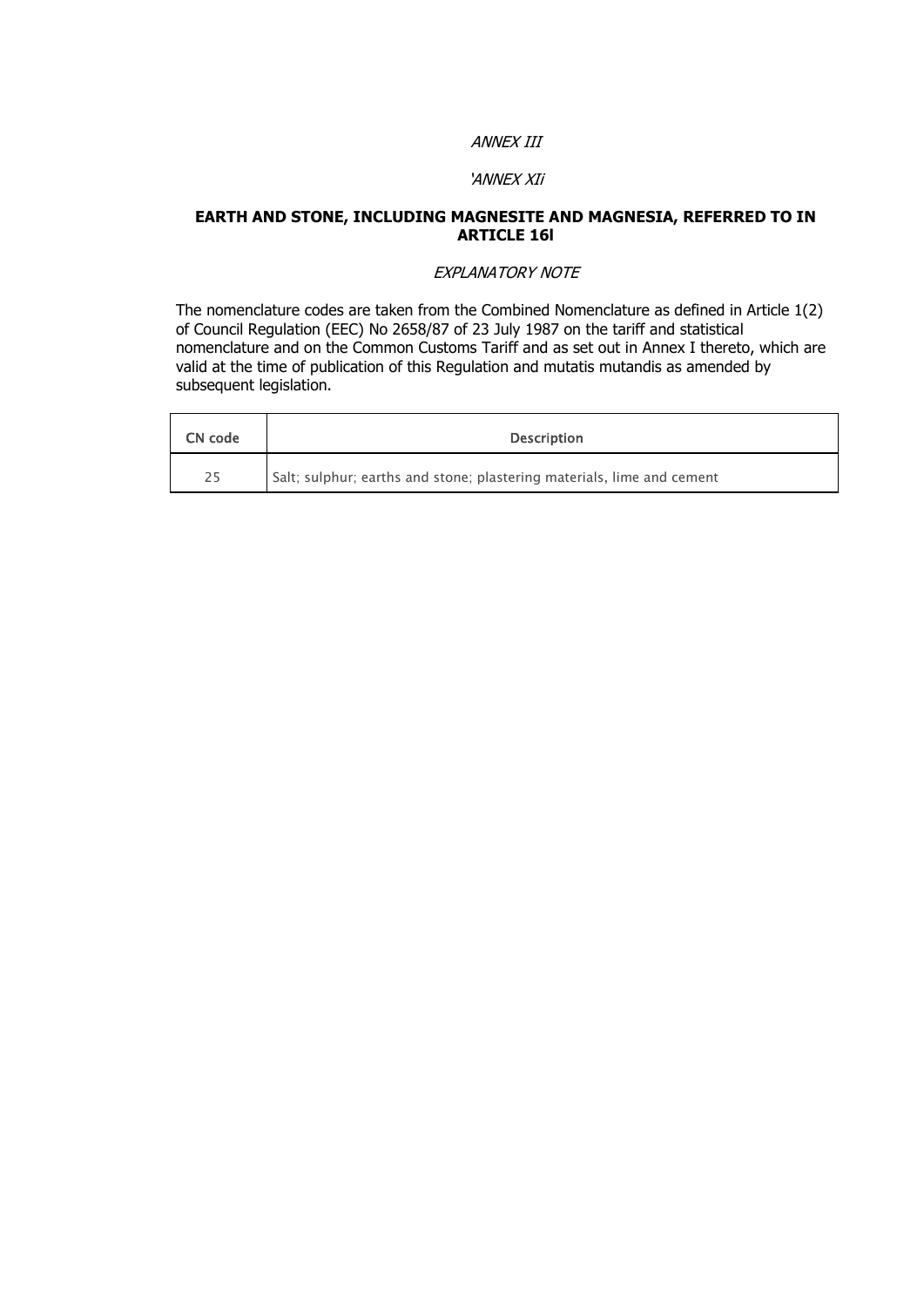*ANNEX III*

*'ANNEX XIi*

**EARTH AND STONE, INCLUDING MAGNESITE AND MAGNESIA, REFERRED TO IN ARTICLE 16l**

*EXPLANATORY NOTE*

The nomenclature codes are taken from the Combined Nomenclature as defined in Article 1(2) of Council Regulation (EEC) No 2658/87 of 23 July 1987 on the tariff and statistical nomenclature and on the Common Customs Tariff and as set out in Annex I thereto, which are valid at the time of publication of this Regulation and mutatis mutandis as amended by subsequent legislation.

| CN code | Description |
|---|---|
| 25 | Salt; sulphur; earths and stone; plastering materials, lime and cement |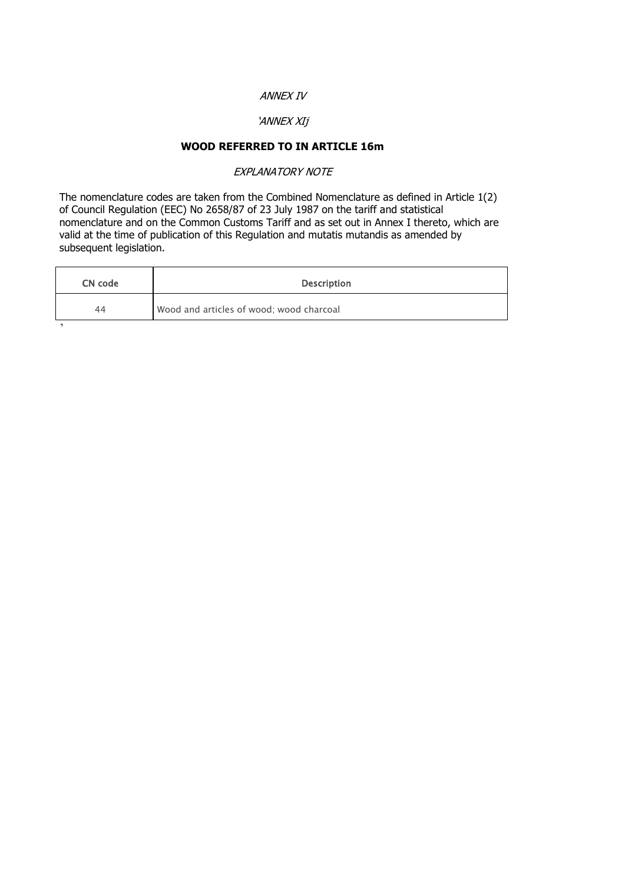*ANNEX IV*

*'ANNEX XIj*

**WOOD REFERRED TO IN ARTICLE 16m**

*EXPLANATORY NOTE*

The nomenclature codes are taken from the Combined Nomenclature as defined in Article 1(2) of Council Regulation (EEC) No 2658/87 of 23 July 1987 on the tariff and statistical nomenclature and on the Common Customs Tariff and as set out in Annex I thereto, which are valid at the time of publication of this Regulation and mutatis mutandis as amended by subsequent legislation.

| CN code | Description |
|---|---|
| 44 | Wood and articles of wood; wood charcoal |

'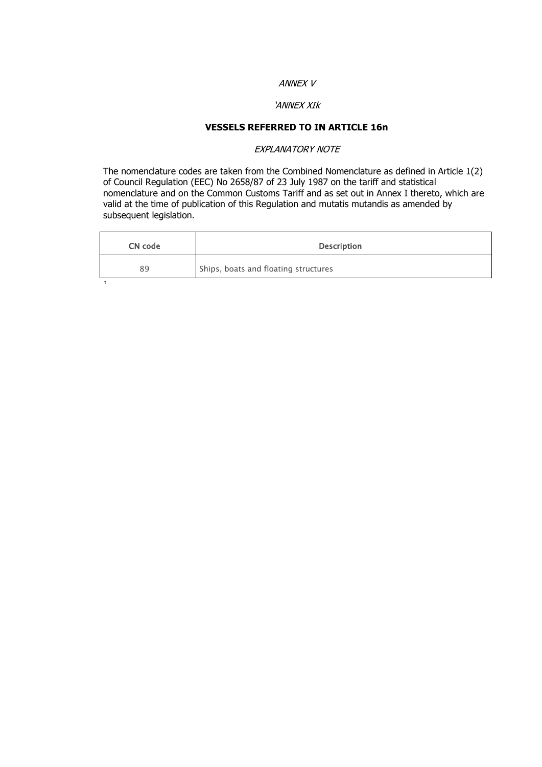*ANNEX V*

*'ANNEX XIk*

**VESSELS REFERRED TO IN ARTICLE 16n**

*EXPLANATORY NOTE*

The nomenclature codes are taken from the Combined Nomenclature as defined in Article 1(2) of Council Regulation (EEC) No 2658/87 of 23 July 1987 on the tariff and statistical nomenclature and on the Common Customs Tariff and as set out in Annex I thereto, which are valid at the time of publication of this Regulation and mutatis mutandis as amended by subsequent legislation.

| CN code | Description |
|---|---|
| 89 | Ships, boats and floating structures |

'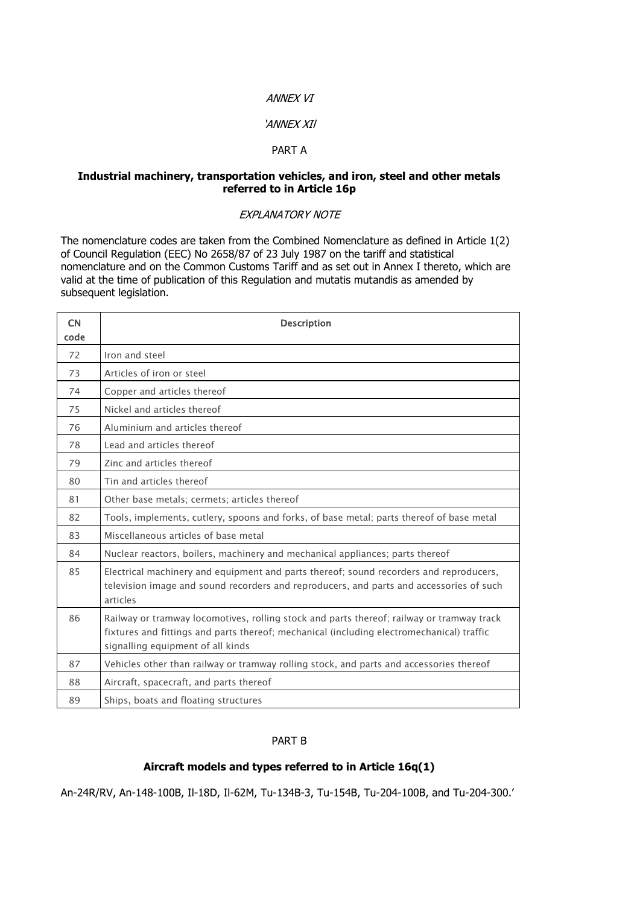*ANNEX VI*

*'ANNEX XII*

PART A

**Industrial machinery, transportation vehicles, and iron, steel and other metals referred to in Article 16p**

*EXPLANATORY NOTE*

The nomenclature codes are taken from the Combined Nomenclature as defined in Article 1(2) of Council Regulation (EEC) No 2658/87 of 23 July 1987 on the tariff and statistical nomenclature and on the Common Customs Tariff and as set out in Annex I thereto, which are valid at the time of publication of this Regulation and mutatis mutandis as amended by subsequent legislation.

| CN code | Description |
|---|---|
| 72 | Iron and steel |
| 73 | Articles of iron or steel |
| 74 | Copper and articles thereof |
| 75 | Nickel and articles thereof |
| 76 | Aluminium and articles thereof |
| 78 | Lead and articles thereof |
| 79 | Zinc and articles thereof |
| 80 | Tin and articles thereof |
| 81 | Other base metals; cermets; articles thereof |
| 82 | Tools, implements, cutlery, spoons and forks, of base metal; parts thereof of base metal |
| 83 | Miscellaneous articles of base metal |
| 84 | Nuclear reactors, boilers, machinery and mechanical appliances; parts thereof |
| 85 | Electrical machinery and equipment and parts thereof; sound recorders and reproducers, television image and sound recorders and reproducers, and parts and accessories of such articles |
| 86 | Railway or tramway locomotives, rolling stock and parts thereof; railway or tramway track fixtures and fittings and parts thereof; mechanical (including electromechanical) traffic signalling equipment of all kinds |
| 87 | Vehicles other than railway or tramway rolling stock, and parts and accessories thereof |
| 88 | Aircraft, spacecraft, and parts thereof |
| 89 | Ships, boats and floating structures |

PART B

**Aircraft models and types referred to in Article 16q(1)**

An-24R/RV, An-148-100B, Il-18D, Il-62M, Tu-134B-3, Tu-154B, Tu-204-100B, and Tu-204-300.'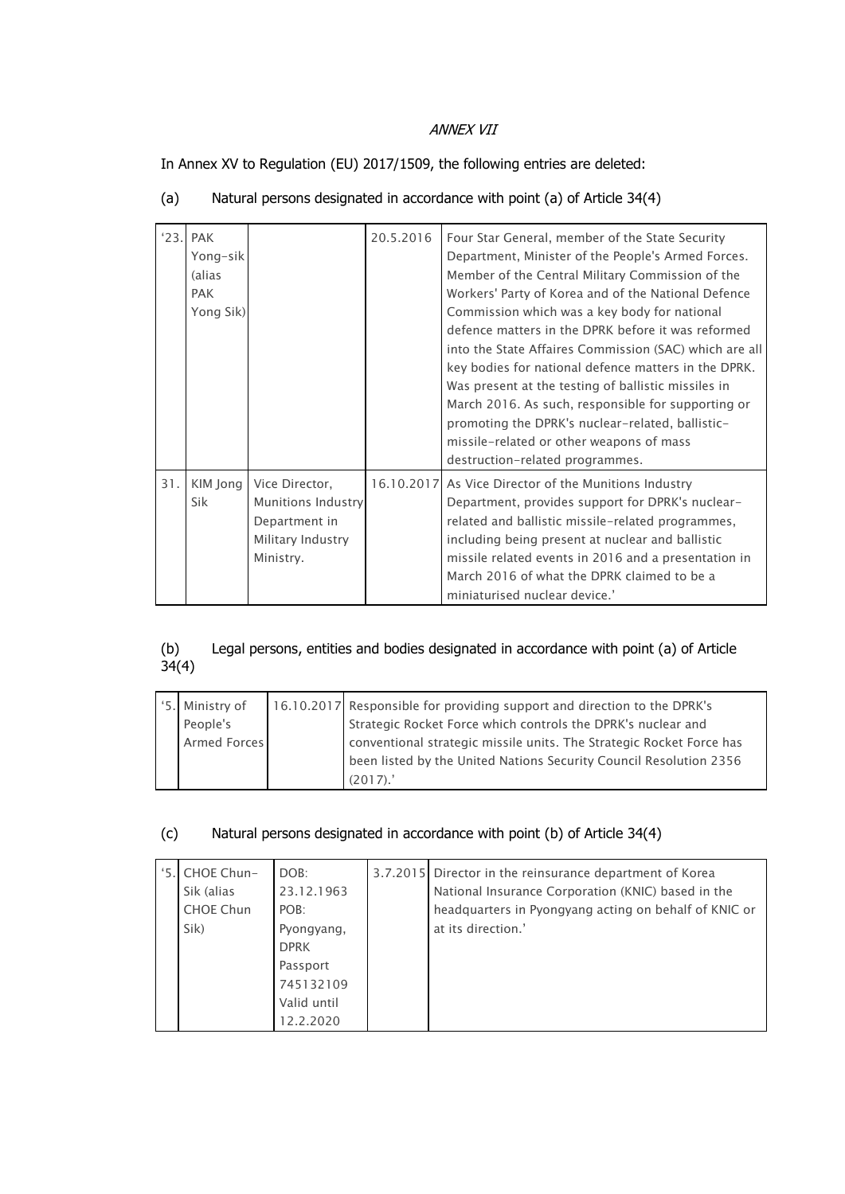*ANNEX VII*

In Annex XV to Regulation (EU) 2017/1509, the following entries are deleted:

(a) Natural persons designated in accordance with point (a) of Article 34(4)

| | | | | |
|---|---|---|---|---|
| '23. | PAK Yong-sik (alias PAK Yong Sik) | | 20.5.2016 | Four Star General, member of the State Security Department, Minister of the People's Armed Forces. Member of the Central Military Commission of the Workers' Party of Korea and of the National Defence Commission which was a key body for national defence matters in the DPRK before it was reformed into the State Affaires Commission (SAC) which are all key bodies for national defence matters in the DPRK. Was present at the testing of ballistic missiles in March 2016. As such, responsible for supporting or promoting the DPRK's nuclear-related, ballistic-missile-related or other weapons of mass destruction-related programmes. |
| 31. | KIM Jong Sik | Vice Director, Munitions Industry Department in Military Industry Ministry. | 16.10.2017 | As Vice Director of the Munitions Industry Department, provides support for DPRK's nuclear-related and ballistic missile-related programmes, including being present at nuclear and ballistic missile related events in 2016 and a presentation in March 2016 of what the DPRK claimed to be a miniaturised nuclear device.' |

(b) Legal persons, entities and bodies designated in accordance with point (a) of Article 34(4)

| | | | |
|---|---|---|---|
| '5. | Ministry of People's Armed Forces | 16.10.2017 | Responsible for providing support and direction to the DPRK's Strategic Rocket Force which controls the DPRK's nuclear and conventional strategic missile units. The Strategic Rocket Force has been listed by the United Nations Security Council Resolution 2356 (2017).' |

(c) Natural persons designated in accordance with point (b) of Article 34(4)

| | | | | |
|---|---|---|---|---|
| '5. | CHOE Chun-Sik (alias CHOE Chun Sik) | DOB: 23.12.1963 POB: Pyongyang, DPRK Passport 745132109 Valid until 12.2.2020 | 3.7.2015 | Director in the reinsurance department of Korea National Insurance Corporation (KNIC) based in the headquarters in Pyongyang acting on behalf of KNIC or at its direction.' |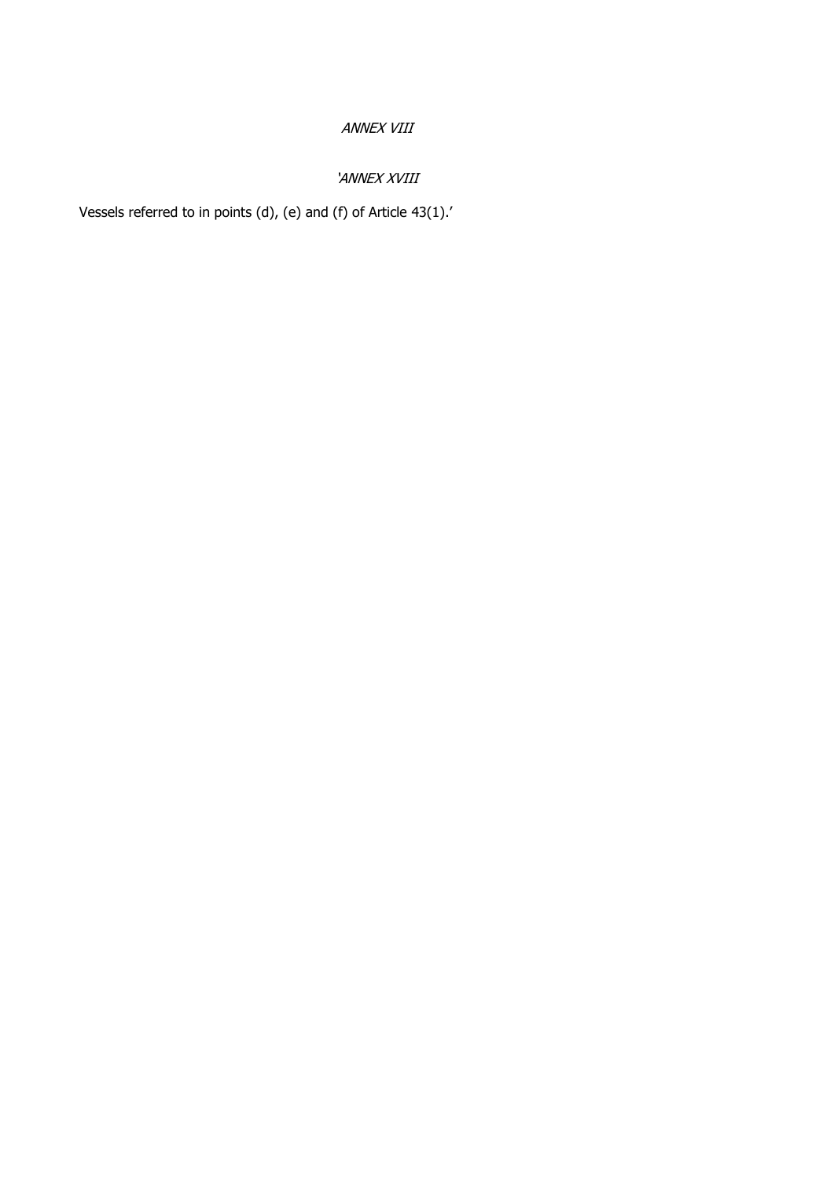*ANNEX VIII*

*'ANNEX XVIII*

Vessels referred to in points (d), (e) and (f) of Article 43(1).'